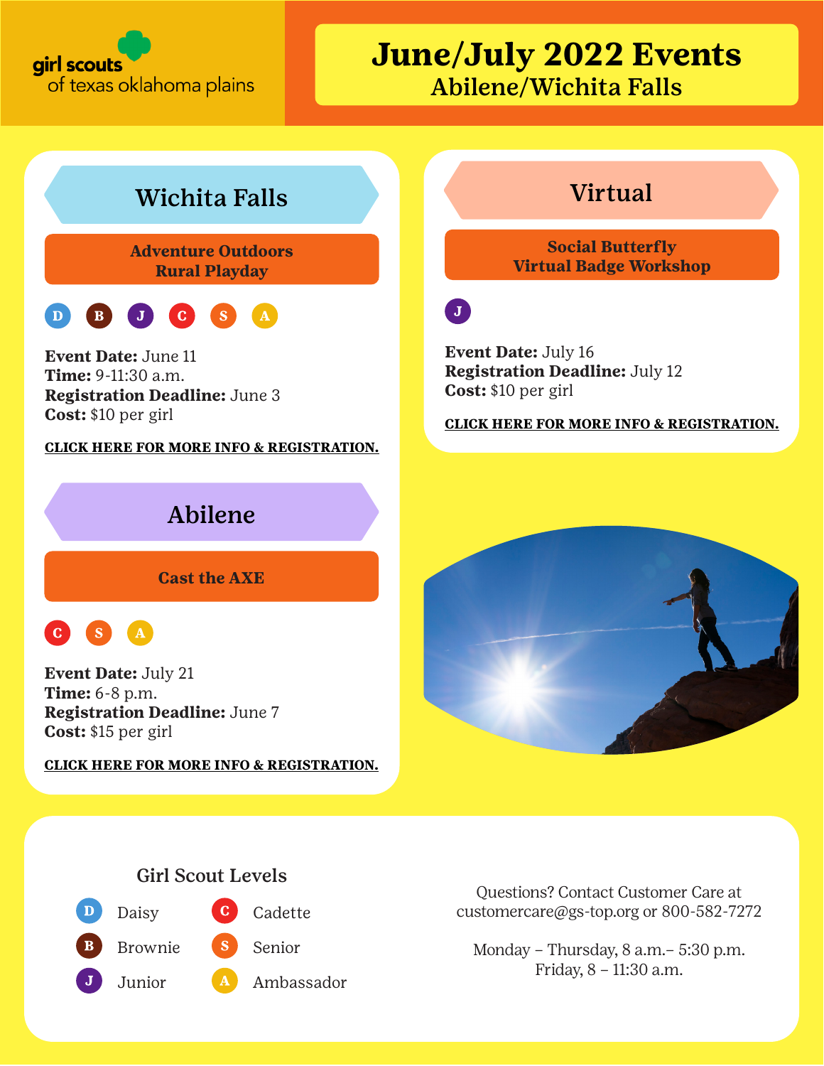girl scouts of texas oklahoma plains

# June/July 2022 Events
## Abilene/Wichita Falls

## Wichita Falls

### Adventure Outdoors Rural Playday

D B J C S A

**Event Date:** June 11
**Time:** 9-11:30 a.m.
**Registration Deadline:** June 3
**Cost:** $10 per girl

**CLICK HERE FOR MORE INFO & REGISTRATION.**

## Abilene

### Cast the AXE

C S A

**Event Date:** July 21
**Time:** 6-8 p.m.
**Registration Deadline:** June 7
**Cost:** $15 per girl

**CLICK HERE FOR MORE INFO & REGISTRATION.**

## Virtual

### Social Butterfly Virtual Badge Workshop

J

**Event Date:** July 16
**Registration Deadline:** July 12
**Cost:** $10 per girl

**CLICK HERE FOR MORE INFO & REGISTRATION.**

### Girl Scout Levels

- D Daisy
- B Brownie
- J Junior
- C Cadette
- S Senior
- A Ambassador

Questions? Contact Customer Care at customercare@gs-top.org or 800-582-7272

Monday – Thursday, 8 a.m.– 5:30 p.m.
Friday, 8 – 11:30 a.m.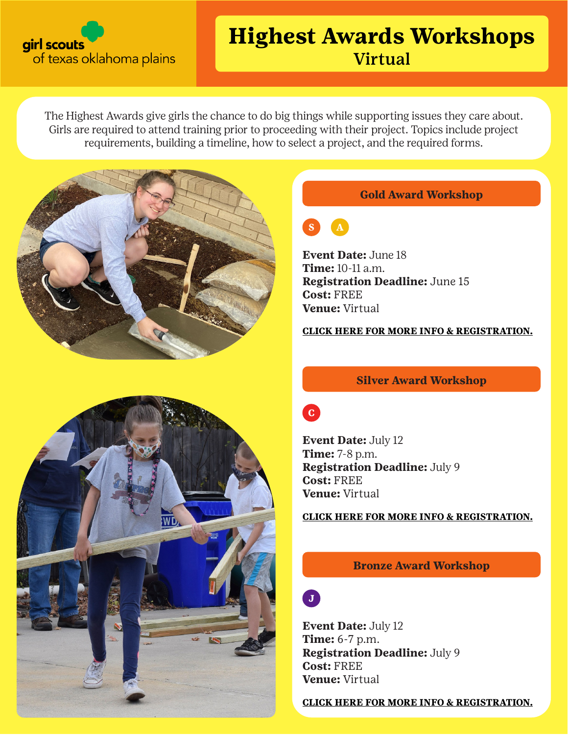girl scouts of texas oklahoma plains

# Highest Awards Workshops

Virtual

The Highest Awards give girls the chance to do big things while supporting issues they care about. Girls are required to attend training prior to proceeding with their project. Topics include project requirements, building a timeline, how to select a project, and the required forms.

## Gold Award Workshop

S A

**Event Date:** June 18
**Time:** 10-11 a.m.
**Registration Deadline:** June 15
**Cost:** FREE
**Venue:** Virtual

**CLICK HERE FOR MORE INFO & REGISTRATION.**

## Silver Award Workshop

C

**Event Date:** July 12
**Time:** 7-8 p.m.
**Registration Deadline:** July 9
**Cost:** FREE
**Venue:** Virtual

**CLICK HERE FOR MORE INFO & REGISTRATION.**

## Bronze Award Workshop

J

**Event Date:** July 12
**Time:** 6-7 p.m.
**Registration Deadline:** July 9
**Cost:** FREE
**Venue:** Virtual

**CLICK HERE FOR MORE INFO & REGISTRATION.**